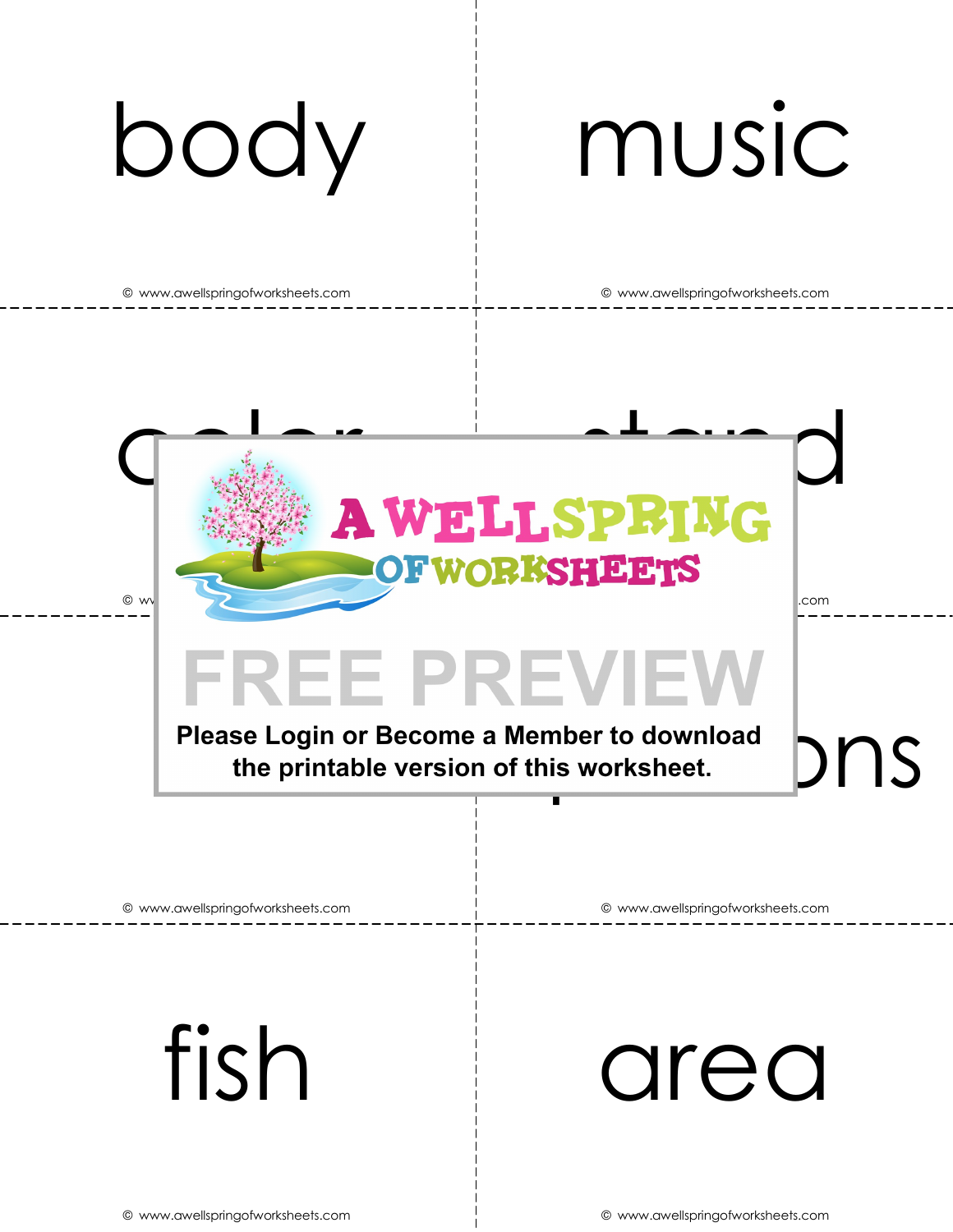body

music

Please Login or Become a Member to download the printable version of this worksheet.

fish

area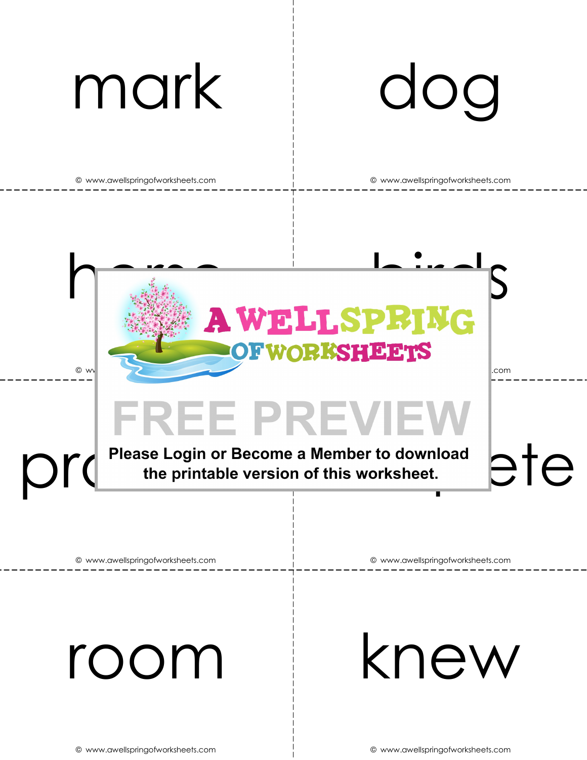mark

dog

A WELLSPRING OF WORKSHEETS

FREE PREVIEW

**Please Login or Become a Member to download the printable version of this worksheet.**

room

knew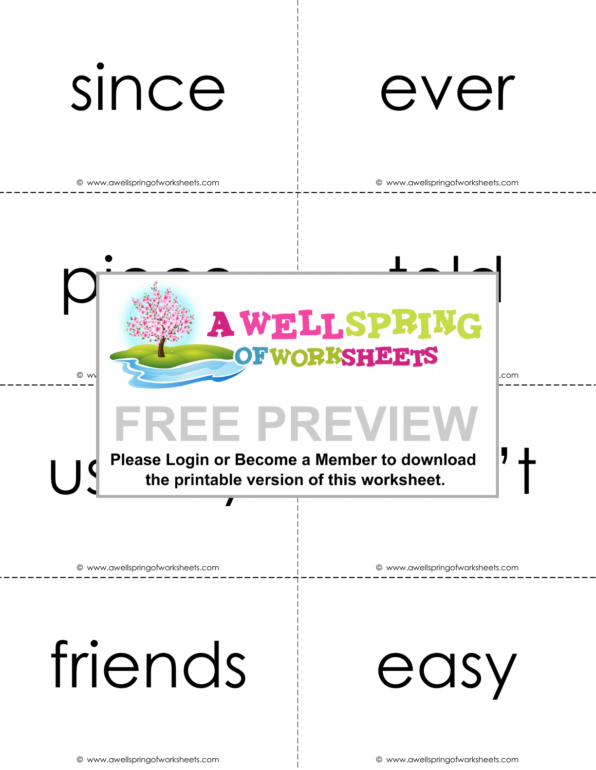since

ever

friends

easy

A WELLSPRING OF WORKSHEETS

FREE PREVIEW

**Please Login or Become a Member to download the printable version of this worksheet.**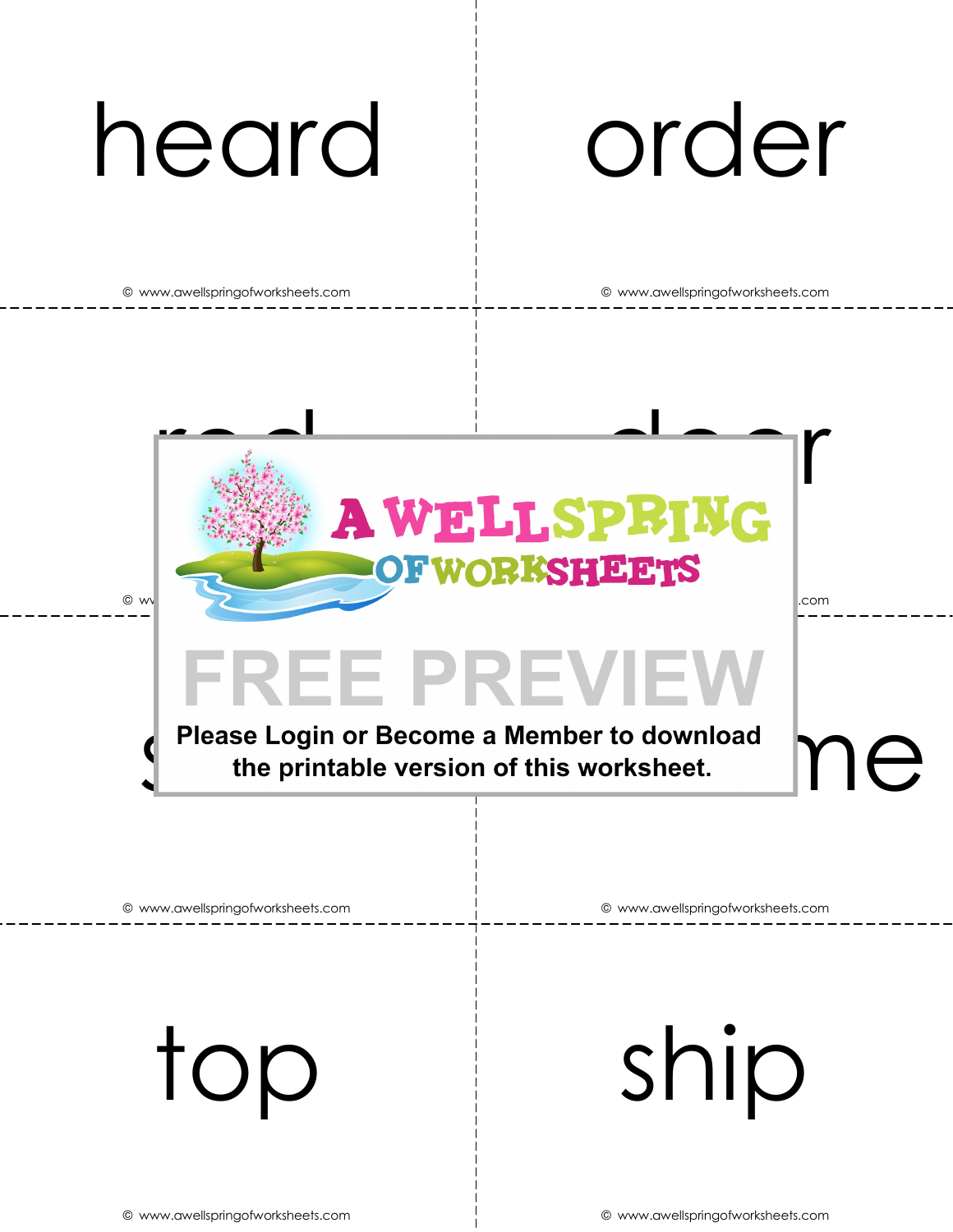heard

order

Please Login or Become a Member to download the printable version of this worksheet.

top

ship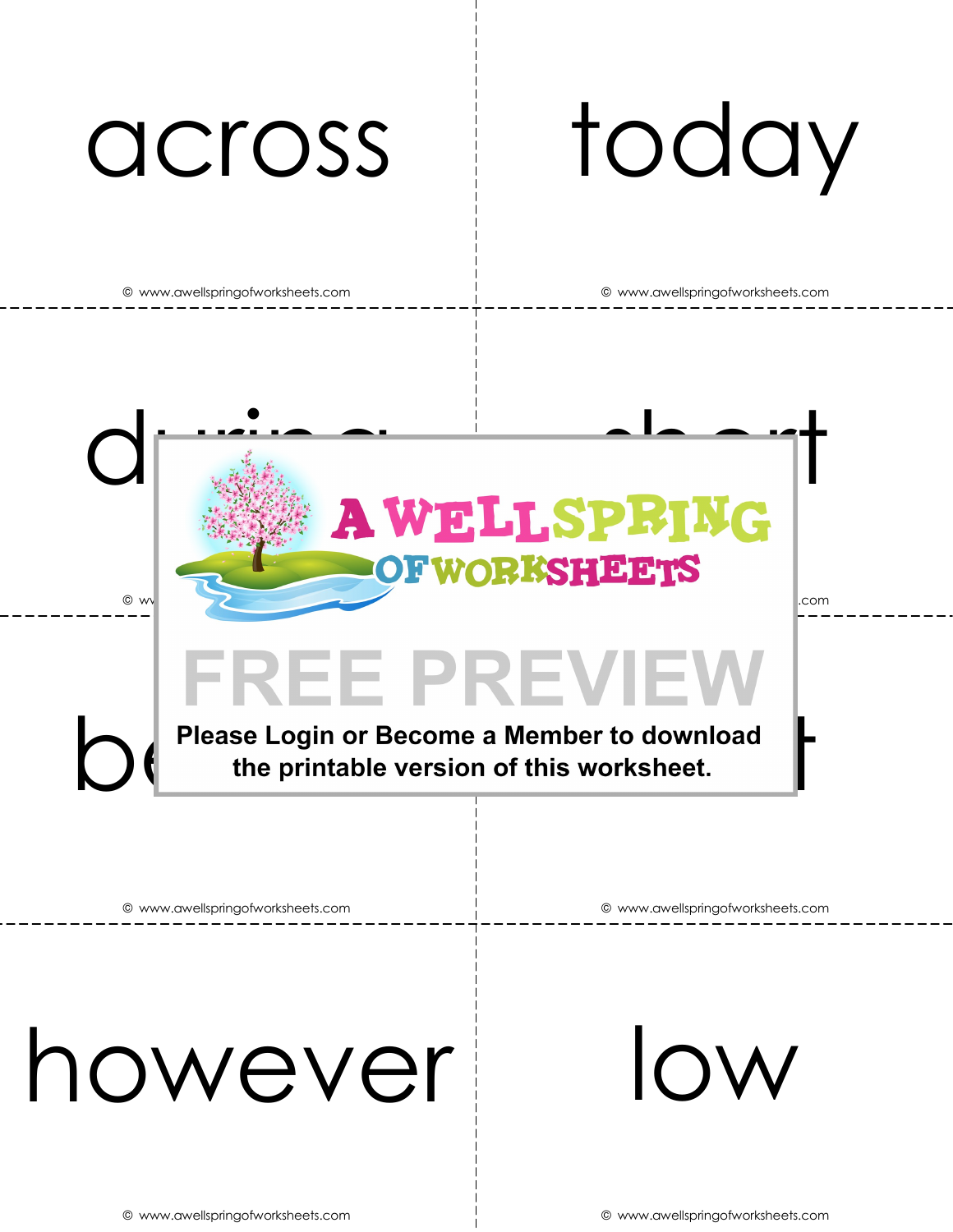across

today

d

t

be

t

FREE PREVIEW

**Please Login or Become a Member to download the printable version of this worksheet.**

however

low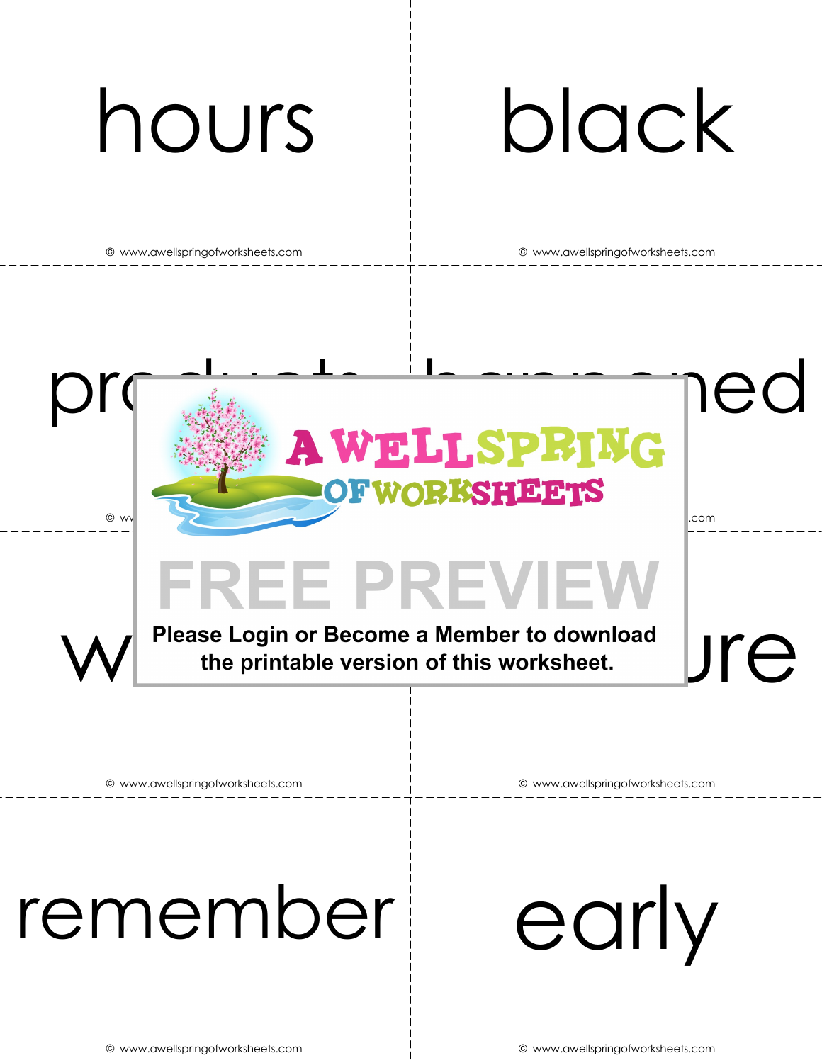hours

black

pr                ned

w                ure

remember

early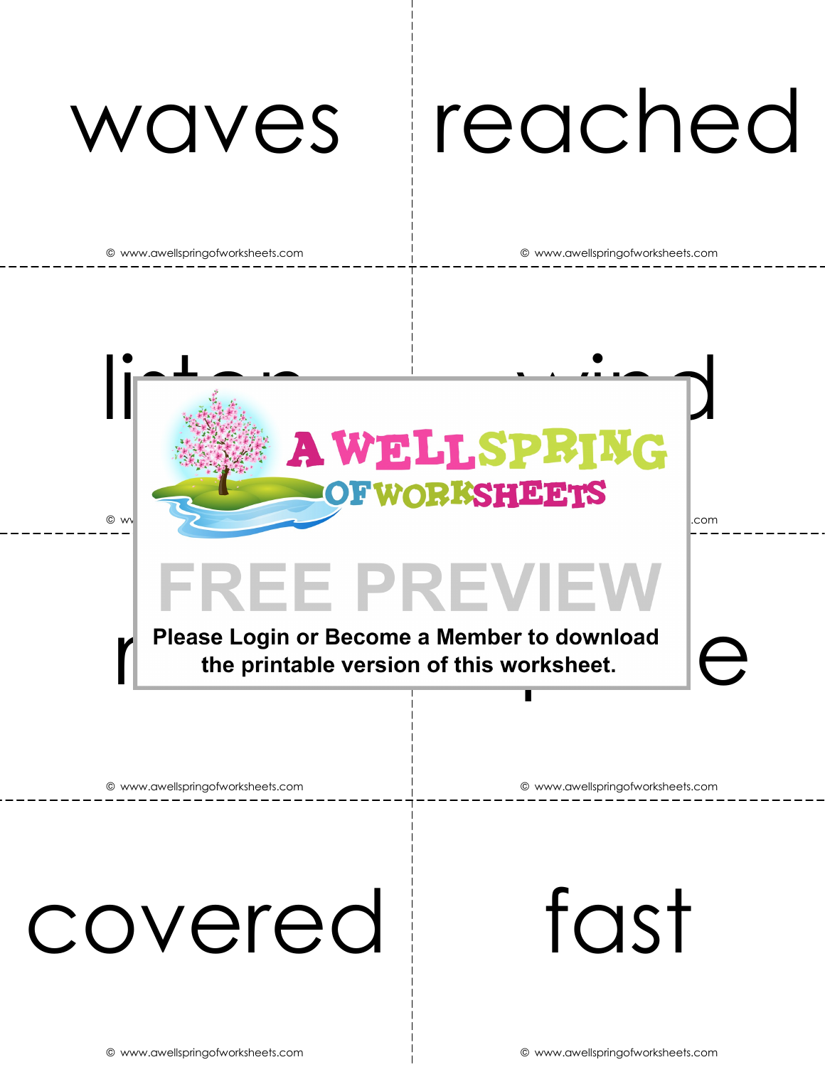waves

reached

Please Login or Become a Member to download the printable version of this worksheet.

covered

fast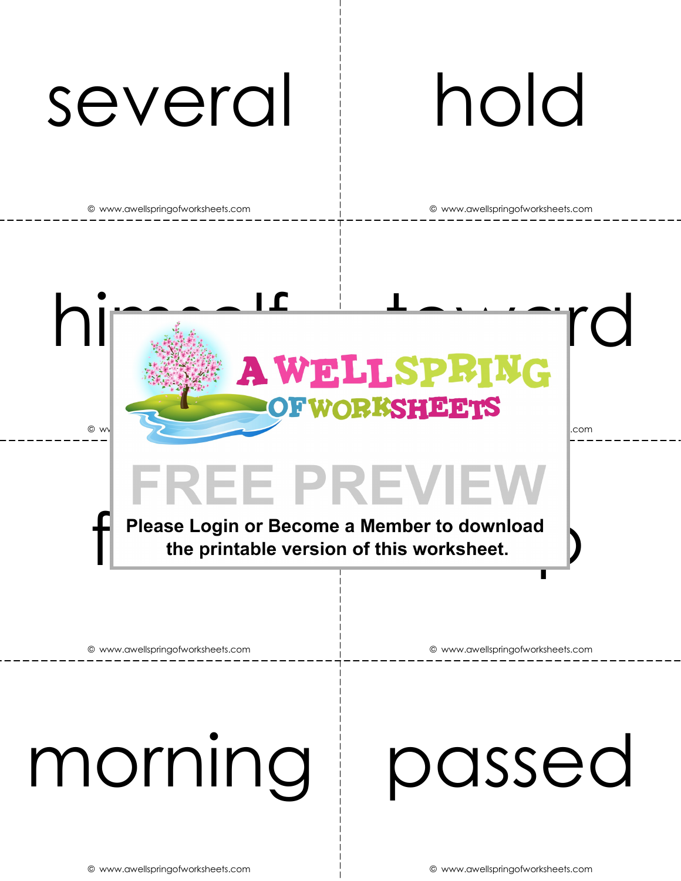several

hold

hi

rd

f

morning

passed

A WELLSPRING OF WORKSHEETS

FREE PREVIEW

**Please Login or Become a Member to download the printable version of this worksheet.**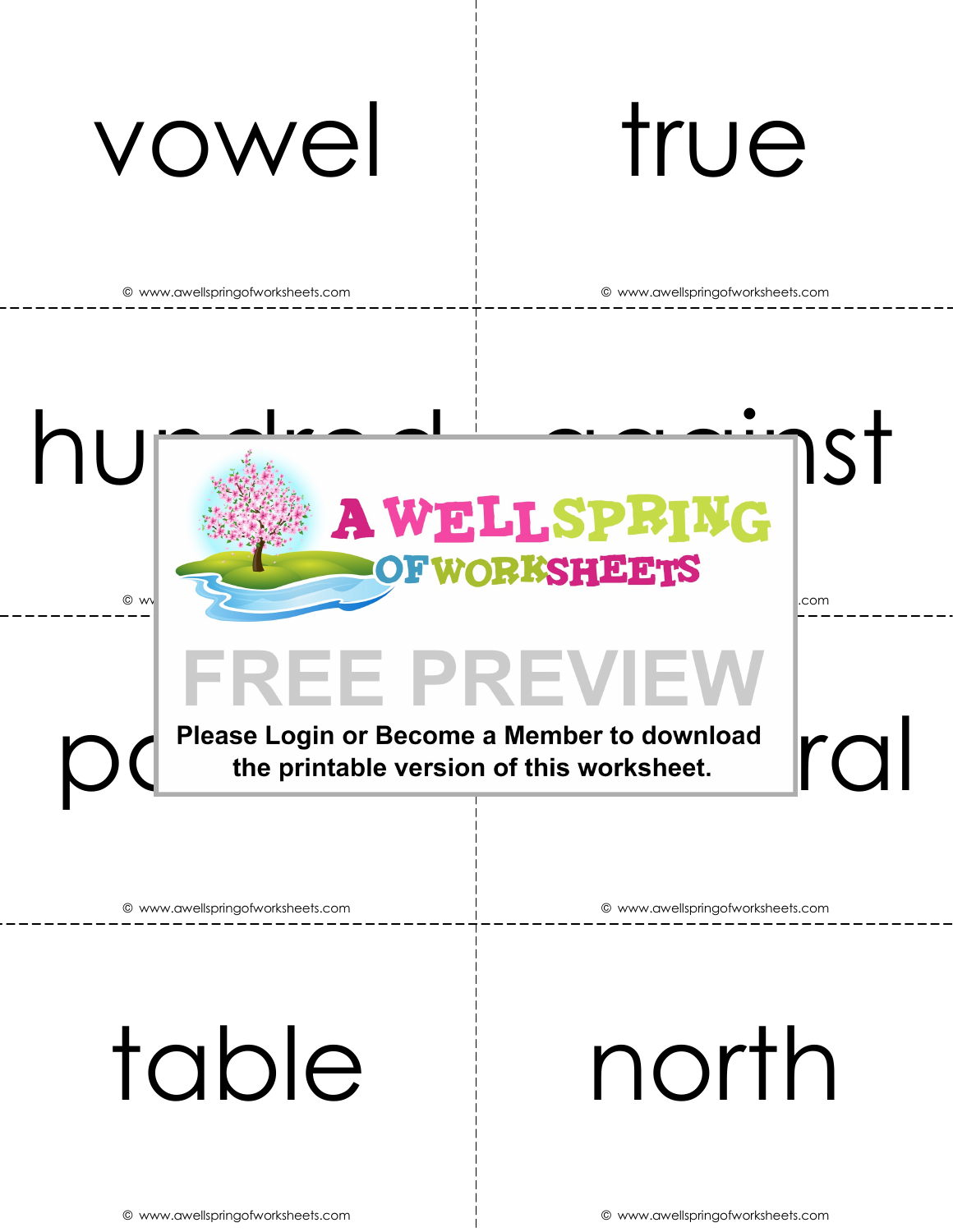vowel

true

hu

nst

po

ral

FREE PREVIEW

Please Login or Become a Member to download the printable version of this worksheet.

table

north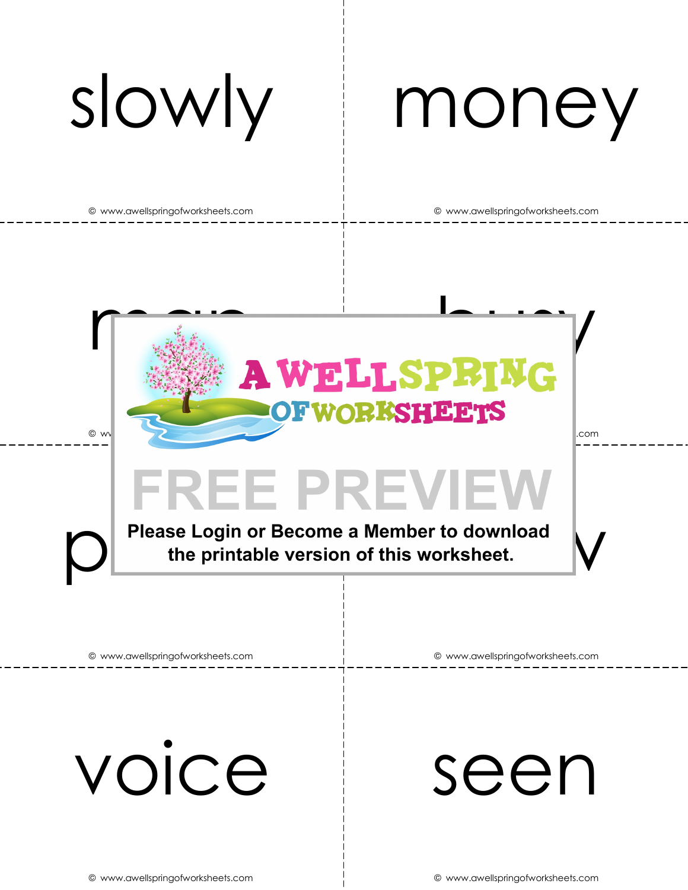slowly

© www.awellspringofworksheets.com

money

© www.awellspringofworksheets.com

A WELLSPRING OF WORKSHEETS

FREE PREVIEW

Please Login or Become a Member to download the printable version of this worksheet.

© www.awellspringofworksheets.com

© www.awellspringofworksheets.com

voice

© www.awellspringofworksheets.com

seen

© www.awellspringofworksheets.com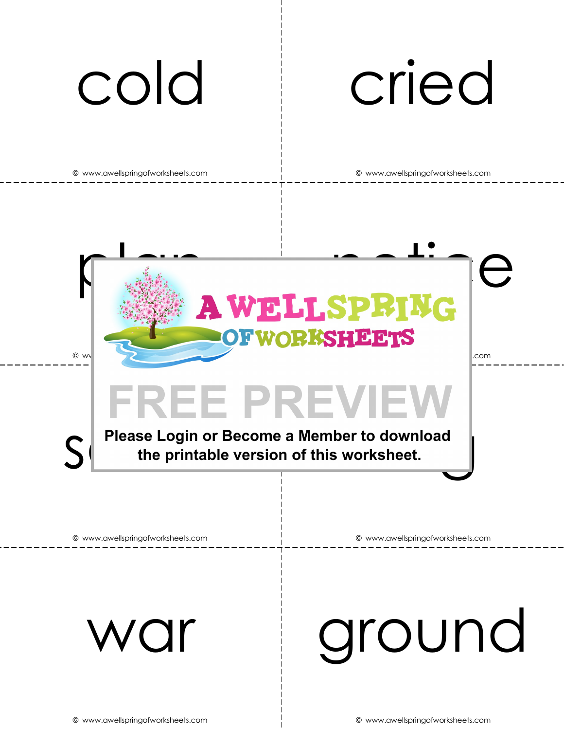cold

cried

war

ground

FREE PREVIEW

Please Login or Become a Member to download the printable version of this worksheet.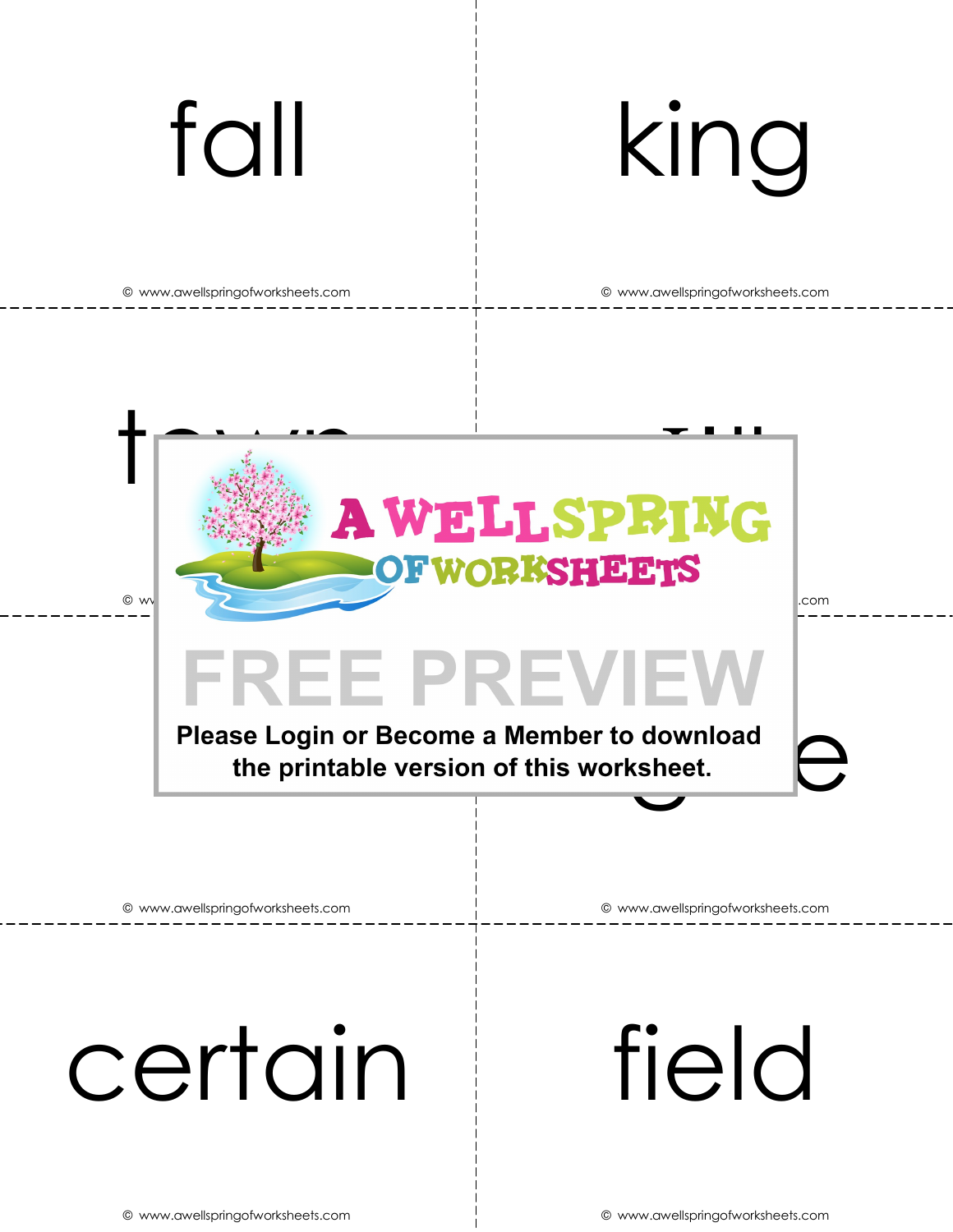fall

king

certain

field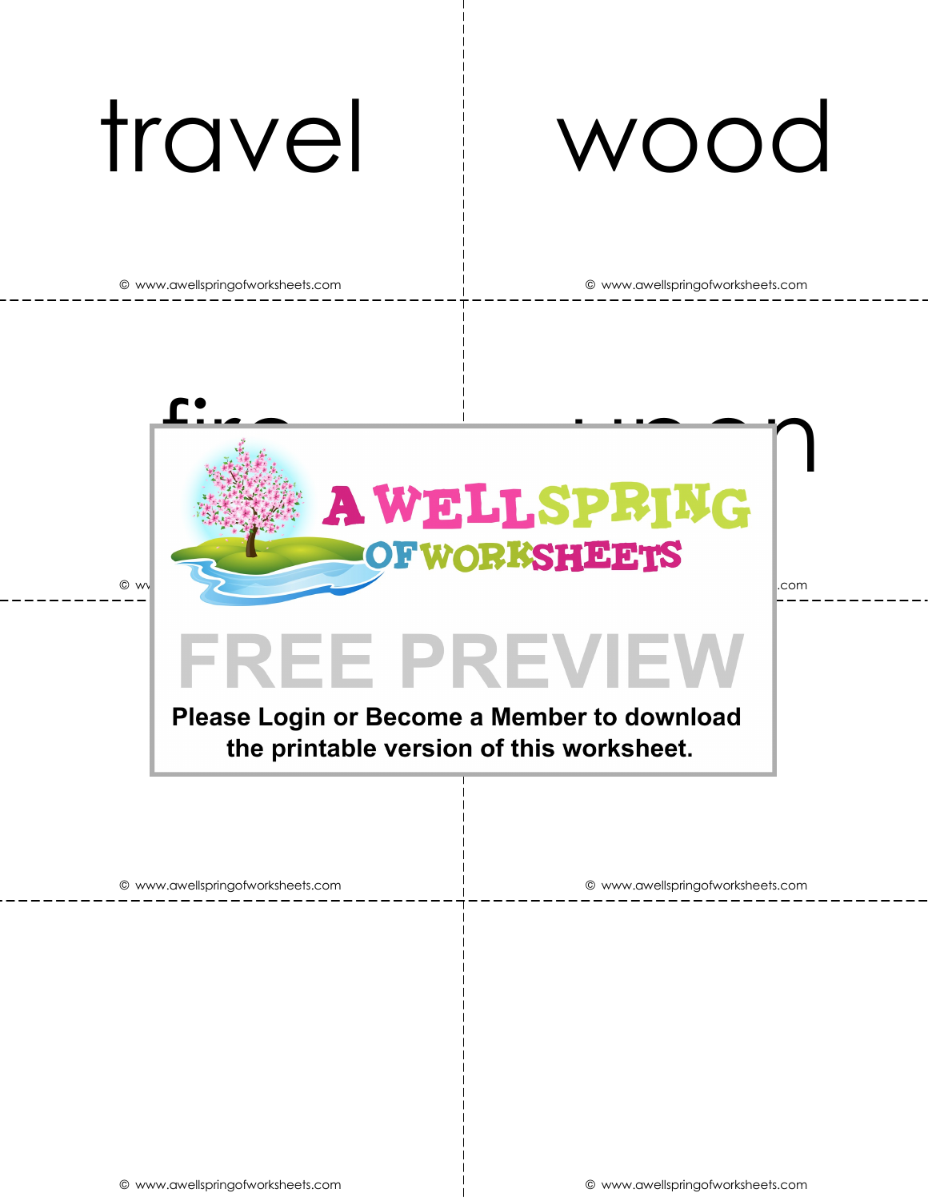travel

wood